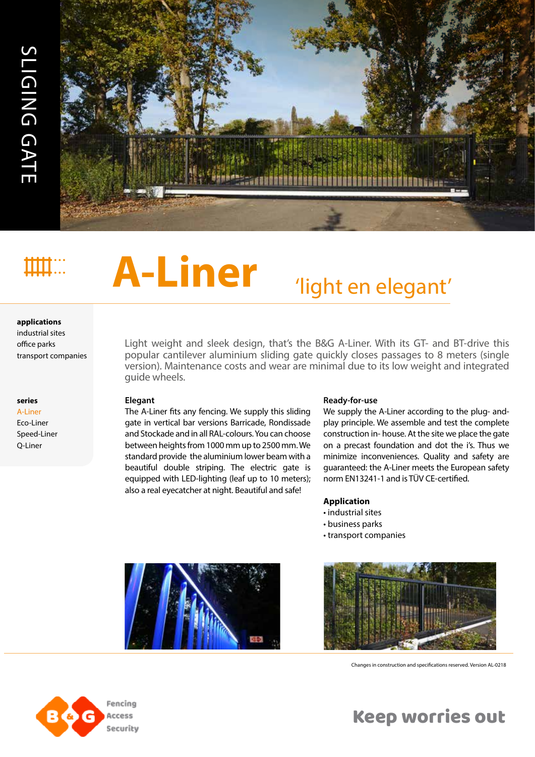SLIGING GATE

# A-Liner

## 'light en elegant'

**applications**
industrial sites
office parks
transport companies

**series**
A-Liner
Eco-Liner
Speed-Liner
Q-Liner

Light weight and sleek design, that's the B&G A-Liner. With its GT- and BT-drive this popular cantilever aluminium sliding gate quickly closes passages to 8 meters (single version). Maintenance costs and wear are minimal due to its low weight and integrated guide wheels.

### Elegant

The A-Liner fits any fencing. We supply this sliding gate in vertical bar versions Barricade, Rondissade and Stockade and in all RAL-colours. You can choose between heights from 1000 mm up to 2500 mm. We standard provide the aluminium lower beam with a beautiful double striping. The electric gate is equipped with LED-lighting (leaf up to 10 meters); also a real eyecatcher at night. Beautiful and safe!

### Ready-for-use

We supply the A-Liner according to the plug- and-play principle. We assemble and test the complete construction in- house. At the site we place the gate on a precast foundation and dot the i's. Thus we minimize inconveniences. Quality and safety are guaranteed: the A-Liner meets the European safety norm EN13241-1 and is TÜV CE-certified.

### Application

- industrial sites
- business parks
- transport companies

Changes in construction and specifications reserved. Version AL-0218

B&G Fencing Access Security

**Keep worries out**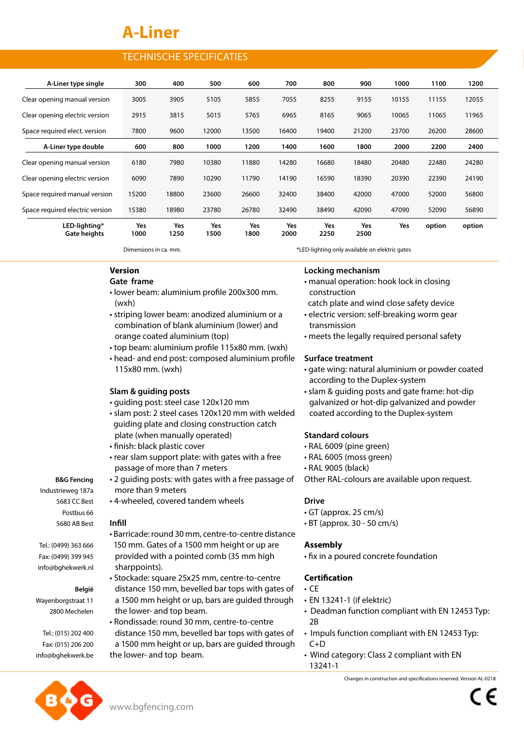# A-Liner

## TECHNISCHE SPECIFICATIES

| A-Liner type single | 300 | 400 | 500 | 600 | 700 | 800 | 900 | 1000 | 1100 | 1200 |
|---|---|---|---|---|---|---|---|---|---|---|
| Clear opening manual version | 3005 | 3905 | 5105 | 5855 | 7055 | 8255 | 9155 | 10155 | 11155 | 12055 |
| Clear opening electric version | 2915 | 3815 | 5015 | 5765 | 6965 | 8165 | 9065 | 10065 | 11065 | 11965 |
| Space required elect. version | 7800 | 9600 | 12000 | 13500 | 16400 | 19400 | 21200 | 23700 | 26200 | 28600 |
| **A-Liner type double** | **600** | **800** | **1000** | **1200** | **1400** | **1600** | **1800** | **2000** | **2200** | **2400** |
| Clear opening manual version | 6180 | 7980 | 10380 | 11880 | 14280 | 16680 | 18480 | 20480 | 22480 | 24280 |
| Clear opening electric version | 6090 | 7890 | 10290 | 11790 | 14190 | 16590 | 18390 | 20390 | 22390 | 24190 |
| Space required manual version | 15200 | 18800 | 23600 | 26600 | 32400 | 38400 | 42000 | 47000 | 52000 | 56800 |
| Space required electric version | 15380 | 18980 | 23780 | 26780 | 32490 | 38490 | 42090 | 47090 | 52090 | 56890 |
| **LED-lighting*** | **Yes** | **Yes** | **Yes** | **Yes** | **Yes** | **Yes** | **Yes** | **Yes** | **option** | **option** |
| **Gate heights** | **1000** | **1250** | **1500** | **1800** | **2000** | **2250** | **2500** | | | |

Dimensions in ca. mm.

*LED-lighting only available on elektric gates

### Version

#### Gate frame

- lower beam: aluminium profile 200x300 mm. (wxh)
- striping lower beam: anodized aluminium or a combination of blank aluminium (lower) and orange coated aluminium (top)
- top beam: aluminium profile 115x80 mm. (wxh)
- head- and end post: composed aluminium profile 115x80 mm. (wxh)

### Slam & guiding posts

- guiding post: steel case 120x120 mm
- slam post: 2 steel cases 120x120 mm with welded guiding plate and closing construction catch plate (when manually operated)
- finish: black plastic cover
- rear slam support plate: with gates with a free passage of more than 7 meters
- 2 guiding posts: with gates with a free passage of more than 9 meters
- 4-wheeled, covered tandem wheels

### Infill

- Barricade: round 30 mm, centre-to-centre distance 150 mm. Gates of a 1500 mm height or up are provided with a pointed comb (35 mm high sharppoints).
- Stockade: square 25x25 mm, centre-to-centre distance 150 mm, bevelled bar tops with gates of a 1500 mm height or up, bars are guided through the lower- and top beam.
- Rondissade: round 30 mm, centre-to-centre distance 150 mm, bevelled bar tops with gates of a 1500 mm height or up, bars are guided through the lower- and top beam.

### Locking mechanism

- manual operation: hook lock in closing construction
  catch plate and wind close safety device
- electric version: self-breaking worm gear transmission
- meets the legally required personal safety

### Surface treatment

- gate wing: natural aluminium or powder coated according to the Duplex-system
- slam & guiding posts and gate frame: hot-dip galvanized or hot-dip galvanized and powder coated according to the Duplex-system

### Standard colours

- RAL 6009 (pine green)
- RAL 6005 (moss green)
- RAL 9005 (black)

Other RAL-colours are available upon request.

### Drive

- GT (approx. 25 cm/s)
- BT (approx. 30 - 50 cm/s)

### Assembly

- fix in a poured concrete foundation

### Certification

- CE
- EN 13241-1 (if elektric)
- Deadman function compliant with EN 12453 Typ: 2B
- Impuls function compliant with EN 12453 Typ: C+D
- Wind category: Class 2 compliant with EN 13241-1

**B&G Fencing**
Industrieweg 187a
5683 CC Best
Postbus 66
5680 AB Best

Tel.: (0499) 363 666
Fax: (0499) 399 945
info@bghekwerk.nl

**België**
Wayenborgstraat 11
2800 Mechelen

Tel.: (015) 202 400
Fax: (015) 206 200
info@bghekwerk.be

Changes in construction and specifications reserved. Version AL-0218

www.bgfencing.com